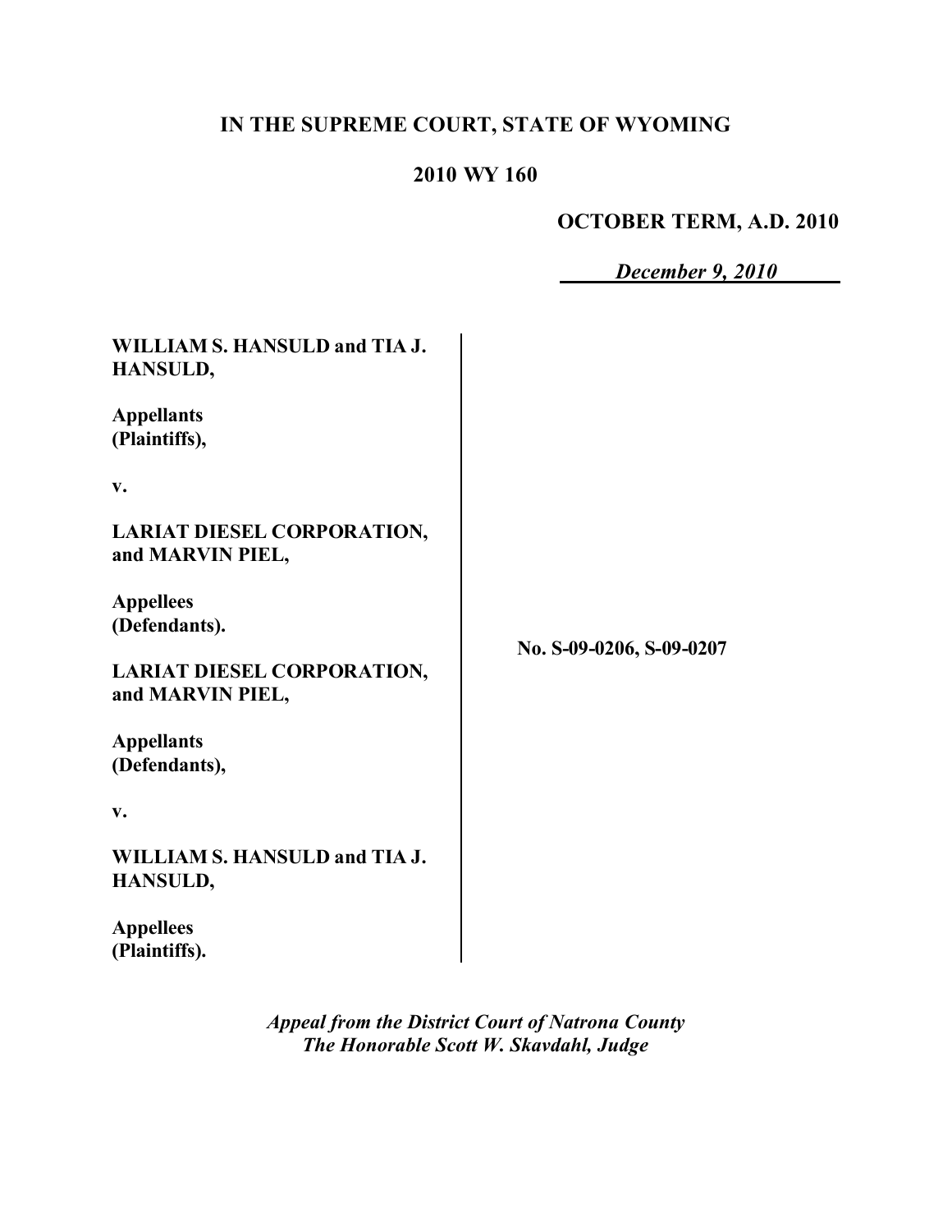**IN THE SUPREME COURT, STATE OF WYOMING**

**2010 WY 160**

**OCTOBER TERM, A.D. 2010**

***December 9, 2010***

**WILLIAM S. HANSULD and TIA J. HANSULD,**

**Appellants (Plaintiffs),**

**v.**

**LARIAT DIESEL CORPORATION, and MARVIN PIEL,**

**Appellees (Defendants).**

**LARIAT DIESEL CORPORATION, and MARVIN PIEL,**

**Appellants (Defendants),**

**v.**

**WILLIAM S. HANSULD and TIA J. HANSULD,**

**Appellees (Plaintiffs).**

**No. S-09-0206, S-09-0207**

***Appeal from the District Court of Natrona County***
***The Honorable Scott W. Skavdahl, Judge***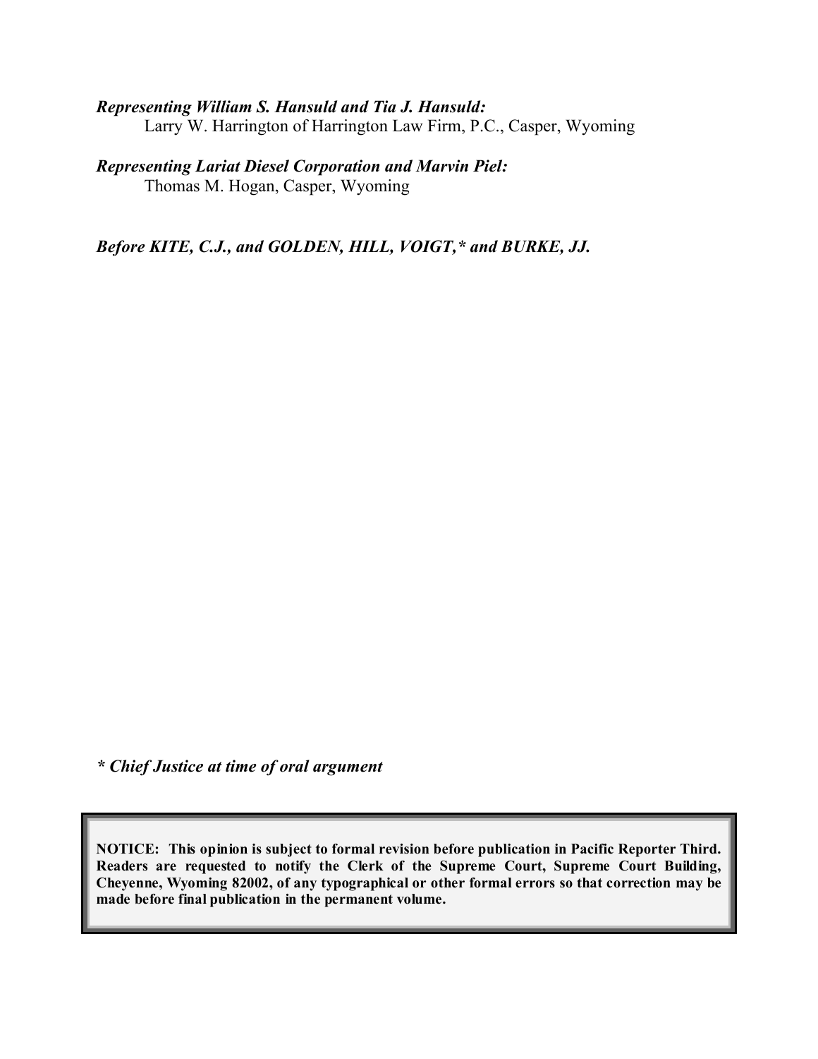*Representing William S. Hansuld and Tia J. Hansuld:*
Larry W. Harrington of Harrington Law Firm, P.C., Casper, Wyoming

*Representing Lariat Diesel Corporation and Marvin Piel:*
Thomas M. Hogan, Casper, Wyoming

***Before KITE, C.J., and GOLDEN, HILL, VOIGT,* and BURKE, JJ.***

***\* Chief Justice at time of oral argument***

**NOTICE: This opinion is subject to formal revision before publication in Pacific Reporter Third. Readers are requested to notify the Clerk of the Supreme Court, Supreme Court Building, Cheyenne, Wyoming 82002, of any typographical or other formal errors so that correction may be made before final publication in the permanent volume.**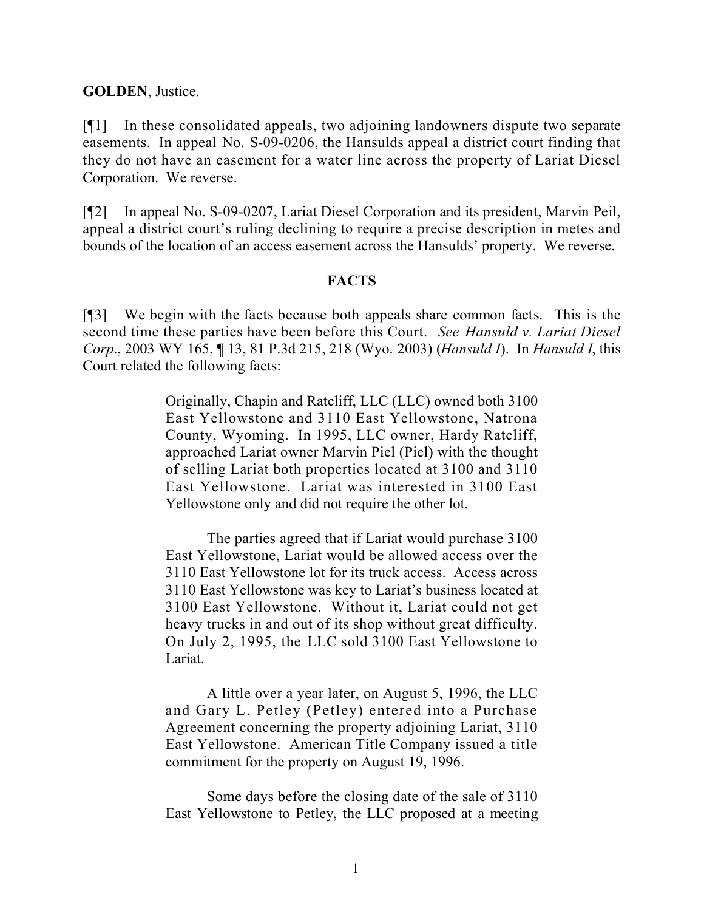**GOLDEN**, Justice.

[¶1] In these consolidated appeals, two adjoining landowners dispute two separate easements. In appeal No. S-09-0206, the Hansulds appeal a district court finding that they do not have an easement for a water line across the property of Lariat Diesel Corporation. We reverse.

[¶2] In appeal No. S-09-0207, Lariat Diesel Corporation and its president, Marvin Peil, appeal a district court's ruling declining to require a precise description in metes and bounds of the location of an access easement across the Hansulds' property. We reverse.

## FACTS

[¶3] We begin with the facts because both appeals share common facts. This is the second time these parties have been before this Court. *See Hansuld v. Lariat Diesel Corp*., 2003 WY 165, ¶ 13, 81 P.3d 215, 218 (Wyo. 2003) (*Hansuld I*). In *Hansuld I*, this Court related the following facts:

> Originally, Chapin and Ratcliff, LLC (LLC) owned both 3100 East Yellowstone and 3110 East Yellowstone, Natrona County, Wyoming. In 1995, LLC owner, Hardy Ratcliff, approached Lariat owner Marvin Piel (Piel) with the thought of selling Lariat both properties located at 3100 and 3110 East Yellowstone. Lariat was interested in 3100 East Yellowstone only and did not require the other lot.
>
> The parties agreed that if Lariat would purchase 3100 East Yellowstone, Lariat would be allowed access over the 3110 East Yellowstone lot for its truck access. Access across 3110 East Yellowstone was key to Lariat's business located at 3100 East Yellowstone. Without it, Lariat could not get heavy trucks in and out of its shop without great difficulty. On July 2, 1995, the LLC sold 3100 East Yellowstone to Lariat.
>
> A little over a year later, on August 5, 1996, the LLC and Gary L. Petley (Petley) entered into a Purchase Agreement concerning the property adjoining Lariat, 3110 East Yellowstone. American Title Company issued a title commitment for the property on August 19, 1996.
>
> Some days before the closing date of the sale of 3110 East Yellowstone to Petley, the LLC proposed at a meeting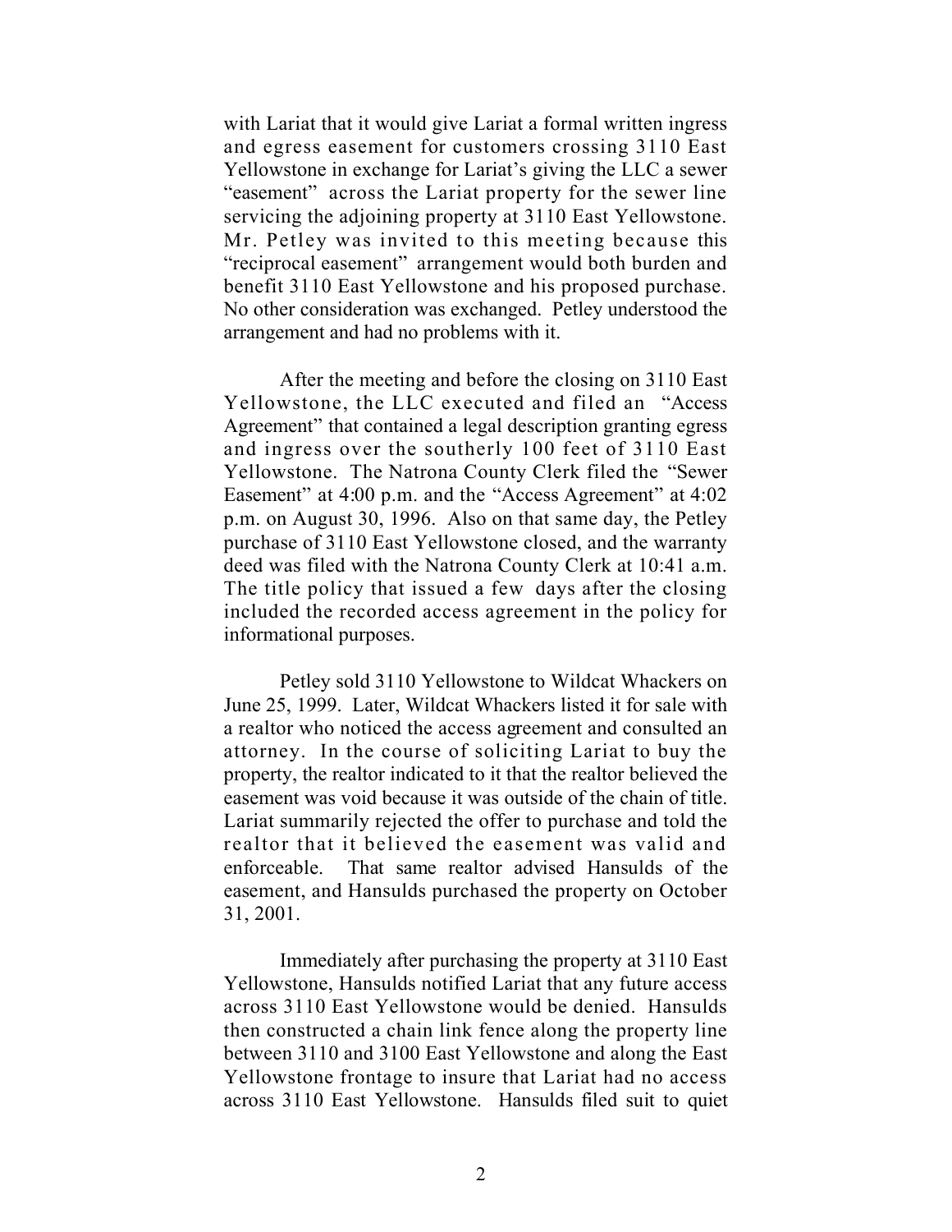with Lariat that it would give Lariat a formal written ingress and egress easement for customers crossing 3110 East Yellowstone in exchange for Lariat's giving the LLC a sewer "easement" across the Lariat property for the sewer line servicing the adjoining property at 3110 East Yellowstone. Mr. Petley was invited to this meeting because this "reciprocal easement" arrangement would both burden and benefit 3110 East Yellowstone and his proposed purchase. No other consideration was exchanged. Petley understood the arrangement and had no problems with it.

After the meeting and before the closing on 3110 East Yellowstone, the LLC executed and filed an "Access Agreement" that contained a legal description granting egress and ingress over the southerly 100 feet of 3110 East Yellowstone. The Natrona County Clerk filed the "Sewer Easement" at 4:00 p.m. and the "Access Agreement" at 4:02 p.m. on August 30, 1996. Also on that same day, the Petley purchase of 3110 East Yellowstone closed, and the warranty deed was filed with the Natrona County Clerk at 10:41 a.m. The title policy that issued a few days after the closing included the recorded access agreement in the policy for informational purposes.

Petley sold 3110 Yellowstone to Wildcat Whackers on June 25, 1999. Later, Wildcat Whackers listed it for sale with a realtor who noticed the access agreement and consulted an attorney. In the course of soliciting Lariat to buy the property, the realtor indicated to it that the realtor believed the easement was void because it was outside of the chain of title. Lariat summarily rejected the offer to purchase and told the realtor that it believed the easement was valid and enforceable. That same realtor advised Hansulds of the easement, and Hansulds purchased the property on October 31, 2001.

Immediately after purchasing the property at 3110 East Yellowstone, Hansulds notified Lariat that any future access across 3110 East Yellowstone would be denied. Hansulds then constructed a chain link fence along the property line between 3110 and 3100 East Yellowstone and along the East Yellowstone frontage to insure that Lariat had no access across 3110 East Yellowstone. Hansulds filed suit to quiet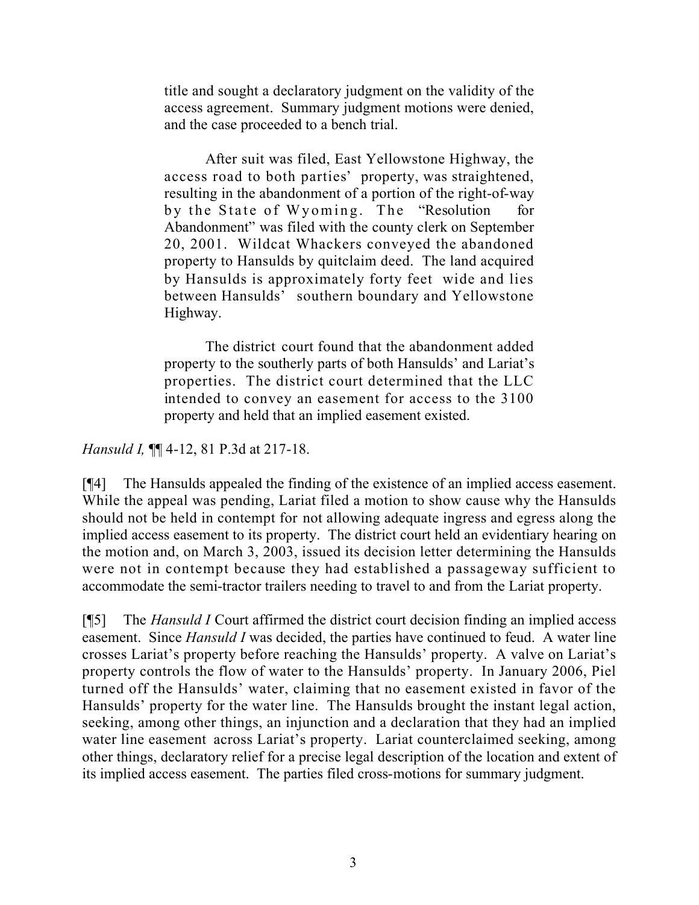> title and sought a declaratory judgment on the validity of the access agreement. Summary judgment motions were denied, and the case proceeded to a bench trial.
>
> After suit was filed, East Yellowstone Highway, the access road to both parties' property, was straightened, resulting in the abandonment of a portion of the right-of-way by the State of Wyoming. The "Resolution for Abandonment" was filed with the county clerk on September 20, 2001. Wildcat Whackers conveyed the abandoned property to Hansulds by quitclaim deed. The land acquired by Hansulds is approximately forty feet wide and lies between Hansulds' southern boundary and Yellowstone Highway.
>
> The district court found that the abandonment added property to the southerly parts of both Hansulds' and Lariat's properties. The district court determined that the LLC intended to convey an easement for access to the 3100 property and held that an implied easement existed.

*Hansuld I,* ¶¶ 4-12, 81 P.3d at 217-18.

[¶4] The Hansulds appealed the finding of the existence of an implied access easement. While the appeal was pending, Lariat filed a motion to show cause why the Hansulds should not be held in contempt for not allowing adequate ingress and egress along the implied access easement to its property. The district court held an evidentiary hearing on the motion and, on March 3, 2003, issued its decision letter determining the Hansulds were not in contempt because they had established a passageway sufficient to accommodate the semi-tractor trailers needing to travel to and from the Lariat property.

[¶5] The *Hansuld I* Court affirmed the district court decision finding an implied access easement. Since *Hansuld I* was decided, the parties have continued to feud. A water line crosses Lariat's property before reaching the Hansulds' property. A valve on Lariat's property controls the flow of water to the Hansulds' property. In January 2006, Piel turned off the Hansulds' water, claiming that no easement existed in favor of the Hansulds' property for the water line. The Hansulds brought the instant legal action, seeking, among other things, an injunction and a declaration that they had an implied water line easement across Lariat's property. Lariat counterclaimed seeking, among other things, declaratory relief for a precise legal description of the location and extent of its implied access easement. The parties filed cross-motions for summary judgment.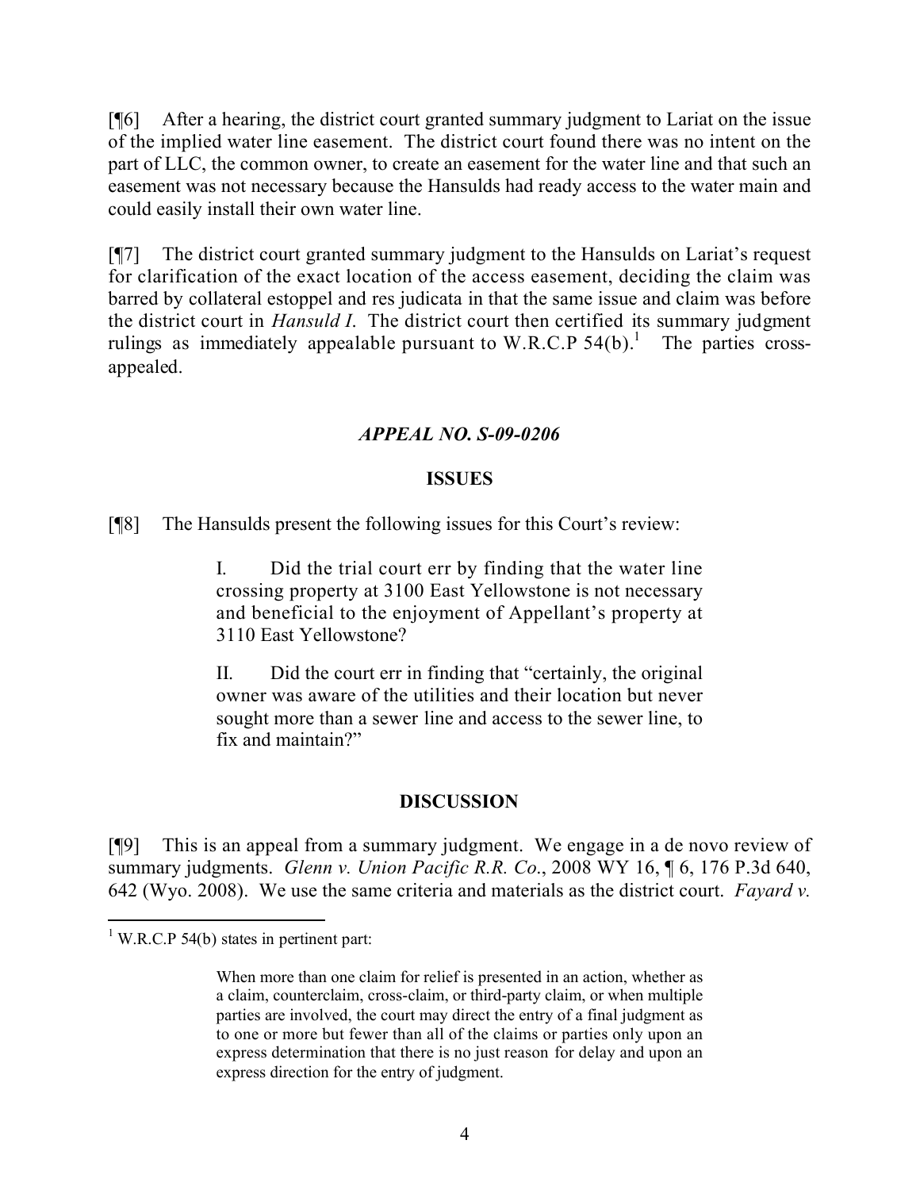[¶6] After a hearing, the district court granted summary judgment to Lariat on the issue of the implied water line easement. The district court found there was no intent on the part of LLC, the common owner, to create an easement for the water line and that such an easement was not necessary because the Hansulds had ready access to the water main and could easily install their own water line.

[¶7] The district court granted summary judgment to the Hansulds on Lariat's request for clarification of the exact location of the access easement, deciding the claim was barred by collateral estoppel and res judicata in that the same issue and claim was before the district court in *Hansuld I*. The district court then certified its summary judgment rulings as immediately appealable pursuant to W.R.C.P 54(b).[1] The parties cross-appealed.

### *APPEAL NO. S-09-0206*

#### ISSUES

[¶8] The Hansulds present the following issues for this Court's review:

> I. Did the trial court err by finding that the water line crossing property at 3100 East Yellowstone is not necessary and beneficial to the enjoyment of Appellant's property at 3110 East Yellowstone?
>
> II. Did the court err in finding that "certainly, the original owner was aware of the utilities and their location but never sought more than a sewer line and access to the sewer line, to fix and maintain?"

#### DISCUSSION

[¶9] This is an appeal from a summary judgment. We engage in a de novo review of summary judgments. *Glenn v. Union Pacific R.R. Co.*, 2008 WY 16, ¶ 6, 176 P.3d 640, 642 (Wyo. 2008). We use the same criteria and materials as the district court. *Fayard v.*

---

[1] W.R.C.P 54(b) states in pertinent part:

> When more than one claim for relief is presented in an action, whether as a claim, counterclaim, cross-claim, or third-party claim, or when multiple parties are involved, the court may direct the entry of a final judgment as to one or more but fewer than all of the claims or parties only upon an express determination that there is no just reason for delay and upon an express direction for the entry of judgment.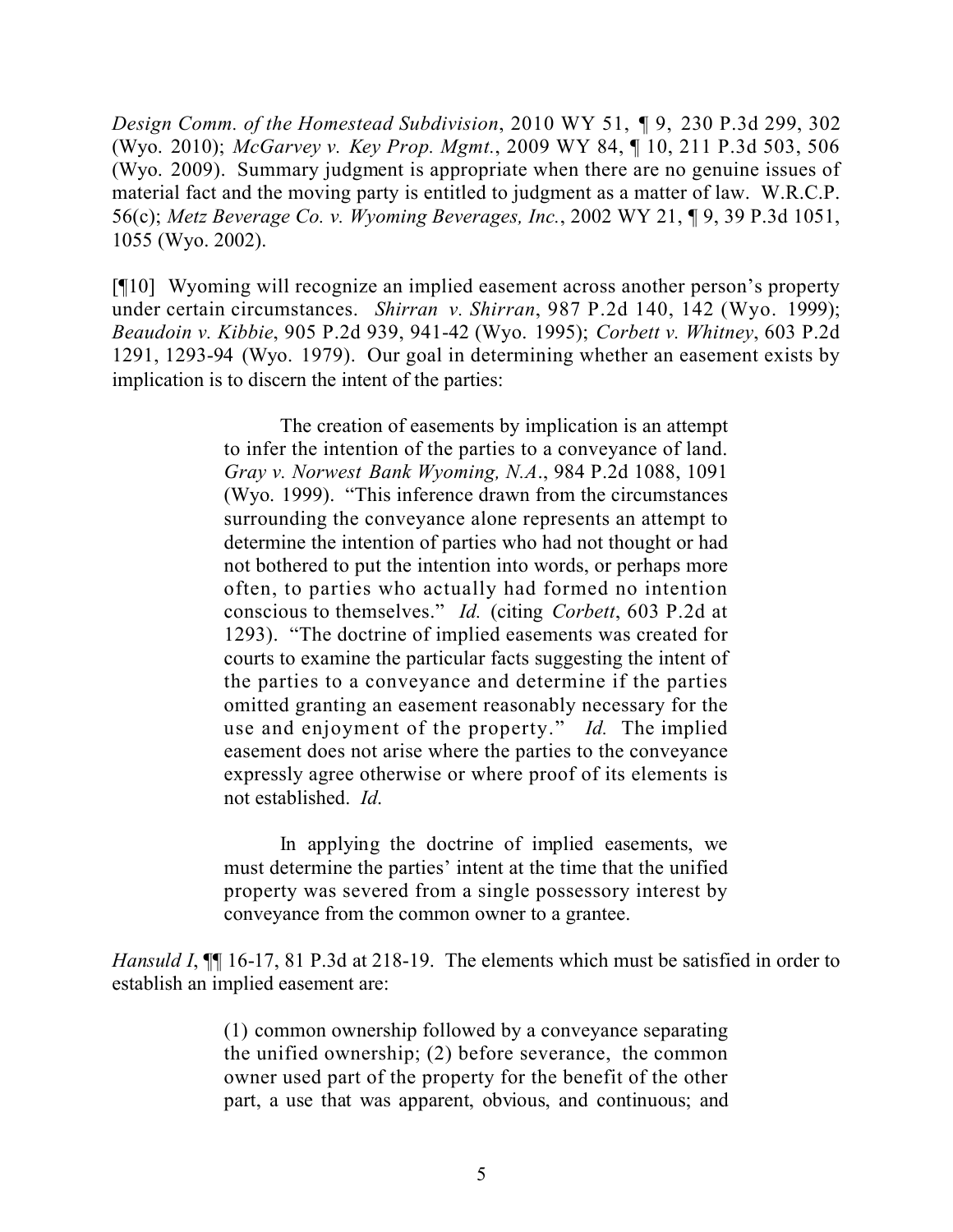*Design Comm. of the Homestead Subdivision*, 2010 WY 51, ¶ 9, 230 P.3d 299, 302 (Wyo. 2010); *McGarvey v. Key Prop. Mgmt.*, 2009 WY 84, ¶ 10, 211 P.3d 503, 506 (Wyo. 2009). Summary judgment is appropriate when there are no genuine issues of material fact and the moving party is entitled to judgment as a matter of law. W.R.C.P. 56(c); *Metz Beverage Co. v. Wyoming Beverages, Inc.*, 2002 WY 21, ¶ 9, 39 P.3d 1051, 1055 (Wyo. 2002).

[¶10] Wyoming will recognize an implied easement across another person's property under certain circumstances. *Shirran v. Shirran*, 987 P.2d 140, 142 (Wyo. 1999); *Beaudoin v. Kibbie*, 905 P.2d 939, 941-42 (Wyo. 1995); *Corbett v. Whitney*, 603 P.2d 1291, 1293-94 (Wyo. 1979). Our goal in determining whether an easement exists by implication is to discern the intent of the parties:

> The creation of easements by implication is an attempt to infer the intention of the parties to a conveyance of land. *Gray v. Norwest Bank Wyoming, N.A.*, 984 P.2d 1088, 1091 (Wyo. 1999). "This inference drawn from the circumstances surrounding the conveyance alone represents an attempt to determine the intention of parties who had not thought or had not bothered to put the intention into words, or perhaps more often, to parties who actually had formed no intention conscious to themselves." *Id.* (citing *Corbett*, 603 P.2d at 1293). "The doctrine of implied easements was created for courts to examine the particular facts suggesting the intent of the parties to a conveyance and determine if the parties omitted granting an easement reasonably necessary for the use and enjoyment of the property." *Id.* The implied easement does not arise where the parties to the conveyance expressly agree otherwise or where proof of its elements is not established. *Id.*
>
> In applying the doctrine of implied easements, we must determine the parties' intent at the time that the unified property was severed from a single possessory interest by conveyance from the common owner to a grantee.

*Hansuld I*, ¶¶ 16-17, 81 P.3d at 218-19. The elements which must be satisfied in order to establish an implied easement are:

> (1) common ownership followed by a conveyance separating the unified ownership; (2) before severance, the common owner used part of the property for the benefit of the other part, a use that was apparent, obvious, and continuous; and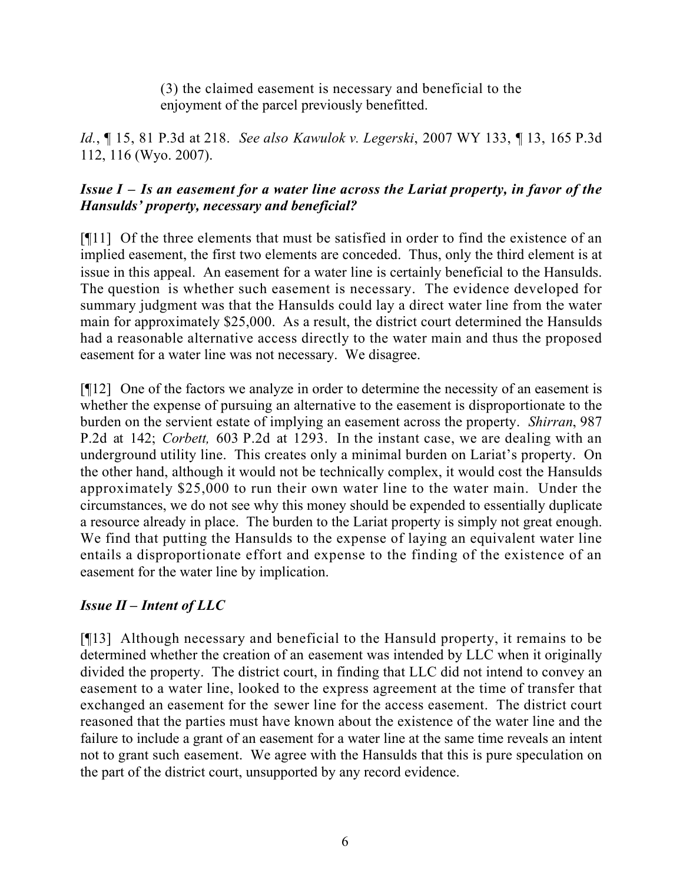> (3) the claimed easement is necessary and beneficial to the enjoyment of the parcel previously benefitted.

*Id.*, ¶ 15, 81 P.3d at 218. *See also Kawulok v. Legerski*, 2007 WY 133, ¶ 13, 165 P.3d 112, 116 (Wyo. 2007).

### *Issue I – Is an easement for a water line across the Lariat property, in favor of the Hansulds' property, necessary and beneficial?*

[¶11] Of the three elements that must be satisfied in order to find the existence of an implied easement, the first two elements are conceded. Thus, only the third element is at issue in this appeal. An easement for a water line is certainly beneficial to the Hansulds. The question is whether such easement is necessary. The evidence developed for summary judgment was that the Hansulds could lay a direct water line from the water main for approximately $25,000. As a result, the district court determined the Hansulds had a reasonable alternative access directly to the water main and thus the proposed easement for a water line was not necessary. We disagree.

[¶12] One of the factors we analyze in order to determine the necessity of an easement is whether the expense of pursuing an alternative to the easement is disproportionate to the burden on the servient estate of implying an easement across the property. *Shirran*, 987 P.2d at 142; *Corbett,* 603 P.2d at 1293. In the instant case, we are dealing with an underground utility line. This creates only a minimal burden on Lariat's property. On the other hand, although it would not be technically complex, it would cost the Hansulds approximately $25,000 to run their own water line to the water main. Under the circumstances, we do not see why this money should be expended to essentially duplicate a resource already in place. The burden to the Lariat property is simply not great enough. We find that putting the Hansulds to the expense of laying an equivalent water line entails a disproportionate effort and expense to the finding of the existence of an easement for the water line by implication.

### *Issue II – Intent of LLC*

[¶13] Although necessary and beneficial to the Hansuld property, it remains to be determined whether the creation of an easement was intended by LLC when it originally divided the property. The district court, in finding that LLC did not intend to convey an easement to a water line, looked to the express agreement at the time of transfer that exchanged an easement for the sewer line for the access easement. The district court reasoned that the parties must have known about the existence of the water line and the failure to include a grant of an easement for a water line at the same time reveals an intent not to grant such easement. We agree with the Hansulds that this is pure speculation on the part of the district court, unsupported by any record evidence.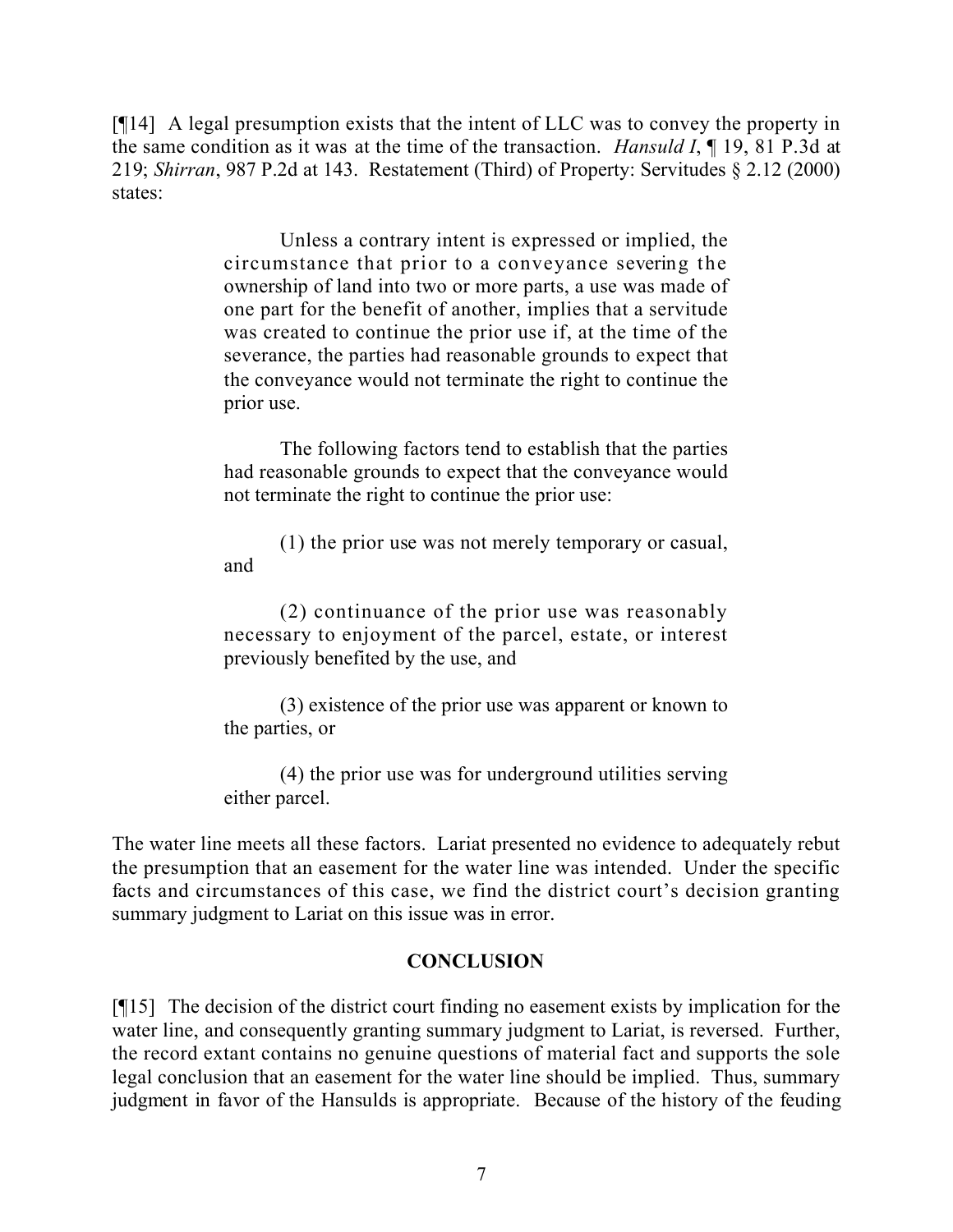[¶14] A legal presumption exists that the intent of LLC was to convey the property in the same condition as it was at the time of the transaction. *Hansuld I*, ¶ 19, 81 P.3d at 219; *Shirran*, 987 P.2d at 143. Restatement (Third) of Property: Servitudes § 2.12 (2000) states:

> Unless a contrary intent is expressed or implied, the circumstance that prior to a conveyance severing the ownership of land into two or more parts, a use was made of one part for the benefit of another, implies that a servitude was created to continue the prior use if, at the time of the severance, the parties had reasonable grounds to expect that the conveyance would not terminate the right to continue the prior use.
>
> The following factors tend to establish that the parties had reasonable grounds to expect that the conveyance would not terminate the right to continue the prior use:
>
> (1) the prior use was not merely temporary or casual, and
>
> (2) continuance of the prior use was reasonably necessary to enjoyment of the parcel, estate, or interest previously benefited by the use, and
>
> (3) existence of the prior use was apparent or known to the parties, or
>
> (4) the prior use was for underground utilities serving either parcel.

The water line meets all these factors. Lariat presented no evidence to adequately rebut the presumption that an easement for the water line was intended. Under the specific facts and circumstances of this case, we find the district court's decision granting summary judgment to Lariat on this issue was in error.

## CONCLUSION

[¶15] The decision of the district court finding no easement exists by implication for the water line, and consequently granting summary judgment to Lariat, is reversed. Further, the record extant contains no genuine questions of material fact and supports the sole legal conclusion that an easement for the water line should be implied. Thus, summary judgment in favor of the Hansulds is appropriate. Because of the history of the feuding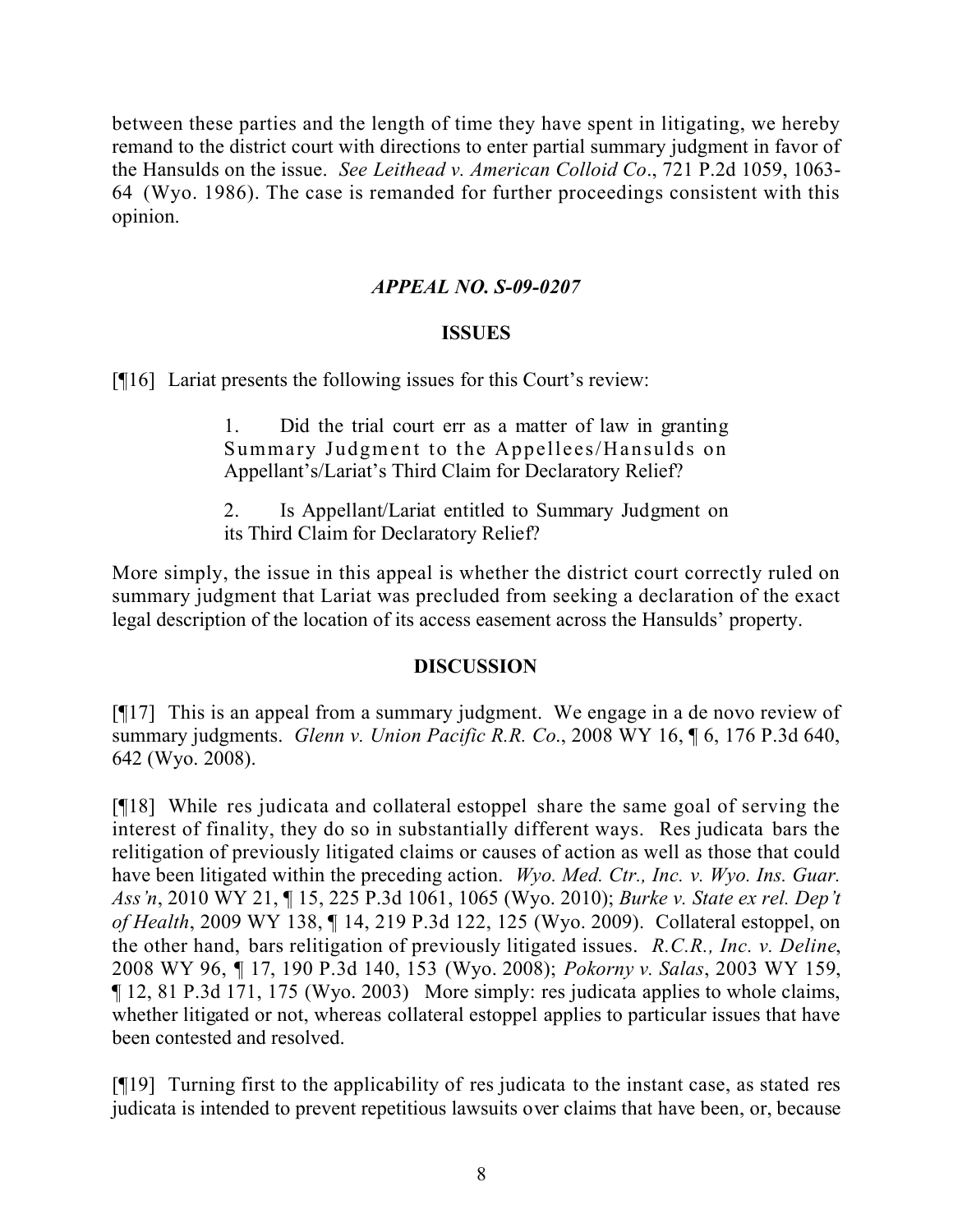between these parties and the length of time they have spent in litigating, we hereby remand to the district court with directions to enter partial summary judgment in favor of the Hansulds on the issue. *See Leithead v. American Colloid Co*., 721 P.2d 1059, 1063-64 (Wyo. 1986). The case is remanded for further proceedings consistent with this opinion.

### *APPEAL NO. S-09-0207*

#### ISSUES

[¶16] Lariat presents the following issues for this Court's review:

> 1. Did the trial court err as a matter of law in granting Summary Judgment to the Appellees/Hansulds on Appellant's/Lariat's Third Claim for Declaratory Relief?
>
> 2. Is Appellant/Lariat entitled to Summary Judgment on its Third Claim for Declaratory Relief?

More simply, the issue in this appeal is whether the district court correctly ruled on summary judgment that Lariat was precluded from seeking a declaration of the exact legal description of the location of its access easement across the Hansulds' property.

#### DISCUSSION

[¶17] This is an appeal from a summary judgment. We engage in a de novo review of summary judgments. *Glenn v. Union Pacific R.R. Co*., 2008 WY 16, ¶ 6, 176 P.3d 640, 642 (Wyo. 2008).

[¶18] While res judicata and collateral estoppel share the same goal of serving the interest of finality, they do so in substantially different ways. Res judicata bars the relitigation of previously litigated claims or causes of action as well as those that could have been litigated within the preceding action. *Wyo. Med. Ctr., Inc. v. Wyo. Ins. Guar. Ass'n*, 2010 WY 21, ¶ 15, 225 P.3d 1061, 1065 (Wyo. 2010); *Burke v. State ex rel. Dep't of Health*, 2009 WY 138, ¶ 14, 219 P.3d 122, 125 (Wyo. 2009). Collateral estoppel, on the other hand, bars relitigation of previously litigated issues. *R.C.R., Inc. v. Deline*, 2008 WY 96, ¶ 17, 190 P.3d 140, 153 (Wyo. 2008); *Pokorny v. Salas*, 2003 WY 159, ¶ 12, 81 P.3d 171, 175 (Wyo. 2003) More simply: res judicata applies to whole claims, whether litigated or not, whereas collateral estoppel applies to particular issues that have been contested and resolved.

[¶19] Turning first to the applicability of res judicata to the instant case, as stated res judicata is intended to prevent repetitious lawsuits over claims that have been, or, because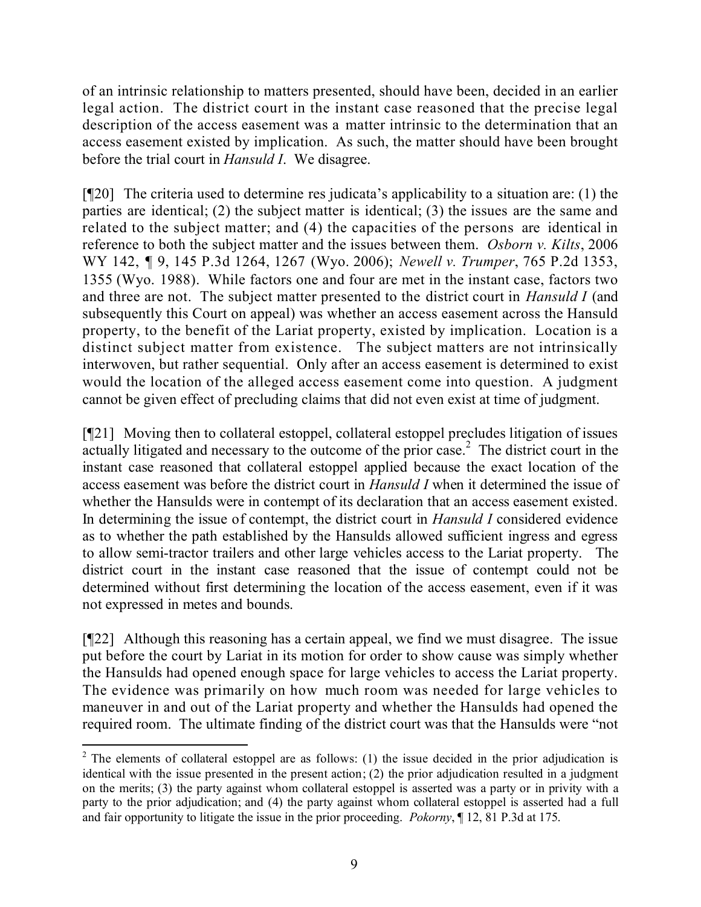of an intrinsic relationship to matters presented, should have been, decided in an earlier legal action. The district court in the instant case reasoned that the precise legal description of the access easement was a matter intrinsic to the determination that an access easement existed by implication. As such, the matter should have been brought before the trial court in *Hansuld I*. We disagree.

[¶20] The criteria used to determine res judicata's applicability to a situation are: (1) the parties are identical; (2) the subject matter is identical; (3) the issues are the same and related to the subject matter; and (4) the capacities of the persons are identical in reference to both the subject matter and the issues between them. *Osborn v. Kilts*, 2006 WY 142, ¶ 9, 145 P.3d 1264, 1267 (Wyo. 2006); *Newell v. Trumper*, 765 P.2d 1353, 1355 (Wyo. 1988). While factors one and four are met in the instant case, factors two and three are not. The subject matter presented to the district court in *Hansuld I* (and subsequently this Court on appeal) was whether an access easement across the Hansuld property, to the benefit of the Lariat property, existed by implication. Location is a distinct subject matter from existence. The subject matters are not intrinsically interwoven, but rather sequential. Only after an access easement is determined to exist would the location of the alleged access easement come into question. A judgment cannot be given effect of precluding claims that did not even exist at time of judgment.

[¶21] Moving then to collateral estoppel, collateral estoppel precludes litigation of issues actually litigated and necessary to the outcome of the prior case.[2] The district court in the instant case reasoned that collateral estoppel applied because the exact location of the access easement was before the district court in *Hansuld I* when it determined the issue of whether the Hansulds were in contempt of its declaration that an access easement existed. In determining the issue of contempt, the district court in *Hansuld I* considered evidence as to whether the path established by the Hansulds allowed sufficient ingress and egress to allow semi-tractor trailers and other large vehicles access to the Lariat property. The district court in the instant case reasoned that the issue of contempt could not be determined without first determining the location of the access easement, even if it was not expressed in metes and bounds.

[¶22] Although this reasoning has a certain appeal, we find we must disagree. The issue put before the court by Lariat in its motion for order to show cause was simply whether the Hansulds had opened enough space for large vehicles to access the Lariat property. The evidence was primarily on how much room was needed for large vehicles to maneuver in and out of the Lariat property and whether the Hansulds had opened the required room. The ultimate finding of the district court was that the Hansulds were "not

---

[2] The elements of collateral estoppel are as follows: (1) the issue decided in the prior adjudication is identical with the issue presented in the present action; (2) the prior adjudication resulted in a judgment on the merits; (3) the party against whom collateral estoppel is asserted was a party or in privity with a party to the prior adjudication; and (4) the party against whom collateral estoppel is asserted had a full and fair opportunity to litigate the issue in the prior proceeding. *Pokorny*, ¶ 12, 81 P.3d at 175.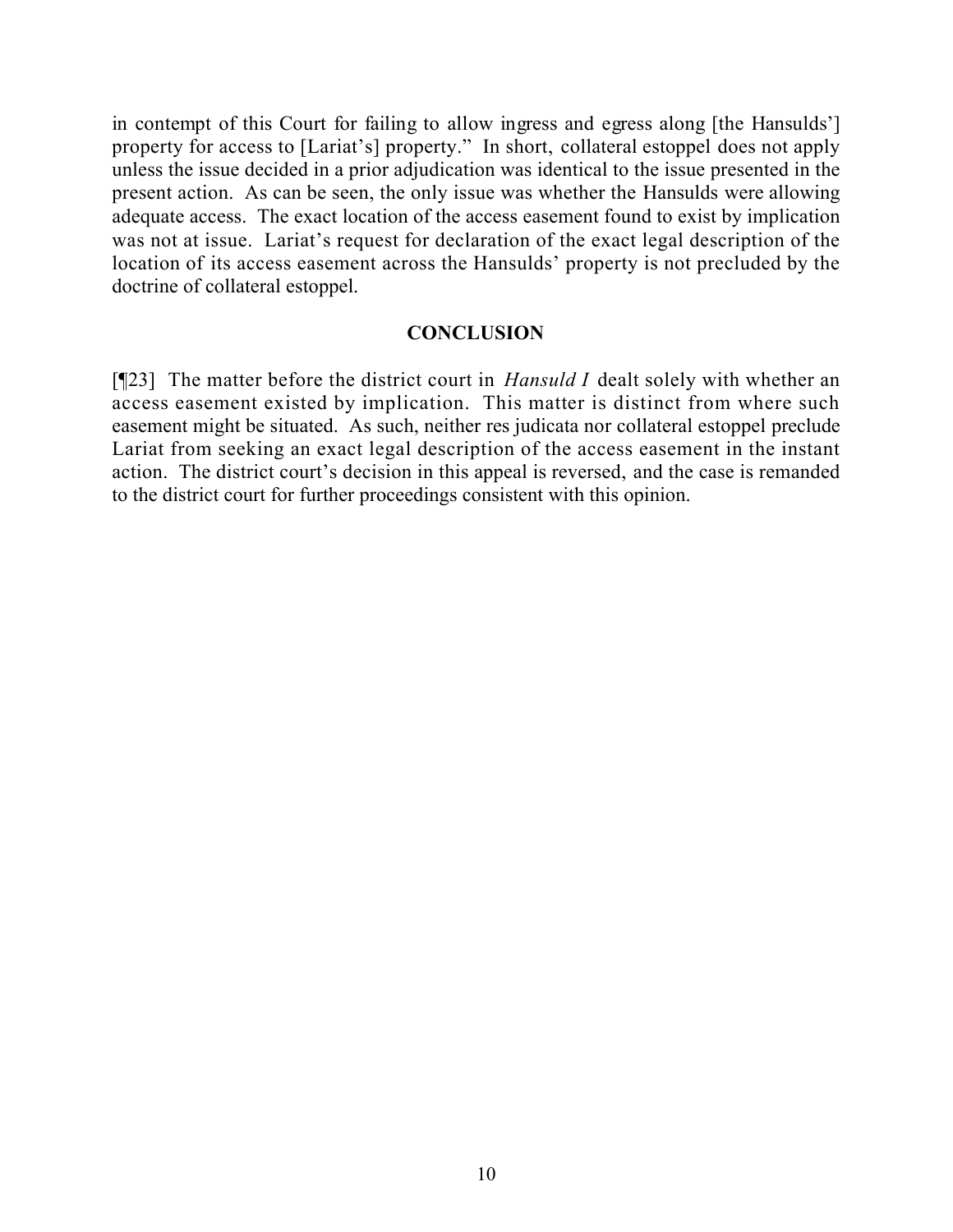in contempt of this Court for failing to allow ingress and egress along [the Hansulds'] property for access to [Lariat's] property." In short, collateral estoppel does not apply unless the issue decided in a prior adjudication was identical to the issue presented in the present action. As can be seen, the only issue was whether the Hansulds were allowing adequate access. The exact location of the access easement found to exist by implication was not at issue. Lariat's request for declaration of the exact legal description of the location of its access easement across the Hansulds' property is not precluded by the doctrine of collateral estoppel.

## CONCLUSION

[¶23] The matter before the district court in *Hansuld I* dealt solely with whether an access easement existed by implication. This matter is distinct from where such easement might be situated. As such, neither res judicata nor collateral estoppel preclude Lariat from seeking an exact legal description of the access easement in the instant action. The district court's decision in this appeal is reversed, and the case is remanded to the district court for further proceedings consistent with this opinion.